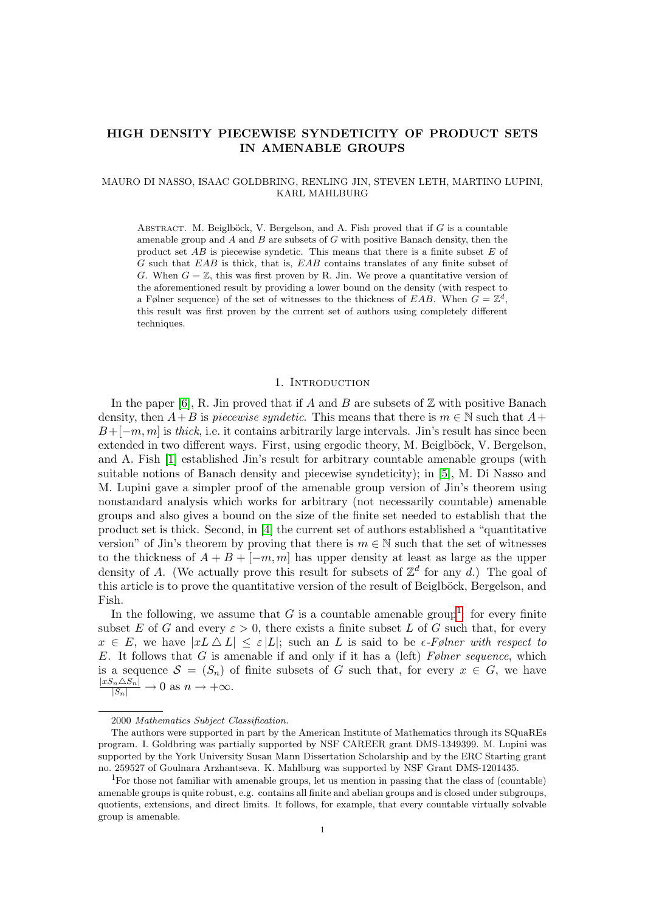# HIGH DENSITY PIECEWISE SYNDETICITY OF PRODUCT SETS IN AMENABLE GROUPS

MAURO DI NASSO, ISAAC GOLDBRING, RENLING JIN, STEVEN LETH, MARTINO LUPINI, KARL MAHLBURG

Abstract. M. Beiglböck, V. Bergelson, and A. Fish proved that if $G$ is a countable amenable group and $A$ and $B$ are subsets of $G$ with positive Banach density, then the product set $AB$ is piecewise syndetic. This means that there is a finite subset $E$ of $G$ such that $EAB$ is thick, that is, $EAB$ contains translates of any finite subset of $G$. When $G = \mathbb{Z}$, this was first proven by R. Jin. We prove a quantitative version of the aforementioned result by providing a lower bound on the density (with respect to a Følner sequence) of the set of witnesses to the thickness of $EAB$. When $G = \mathbb{Z}^d$, this result was first proven by the current set of authors using completely different techniques.

## 1. Introduction

In the paper [6], R. Jin proved that if $A$ and $B$ are subsets of $\mathbb{Z}$ with positive Banach density, then $A+B$ is *piecewise syndetic*. This means that there is $m \in \mathbb{N}$ such that $A+B+[-m,m]$ is *thick*, i.e. it contains arbitrarily large intervals. Jin's result has since been extended in two different ways. First, using ergodic theory, M. Beiglböck, V. Bergelson, and A. Fish [1] established Jin's result for arbitrary countable amenable groups (with suitable notions of Banach density and piecewise syndeticity); in [5], M. Di Nasso and M. Lupini gave a simpler proof of the amenable group version of Jin's theorem using nonstandard analysis which works for arbitrary (not necessarily countable) amenable groups and also gives a bound on the size of the finite set needed to establish that the product set is thick. Second, in [4] the current set of authors established a "quantitative version" of Jin's theorem by proving that there is $m \in \mathbb{N}$ such that the set of witnesses to the thickness of $A+B+[-m,m]$ has upper density at least as large as the upper density of $A$. (We actually prove this result for subsets of $\mathbb{Z}^d$ for any $d$.) The goal of this article is to prove the quantitative version of the result of Beiglböck, Bergelson, and Fish.

In the following, we assume that $G$ is a countable amenable group[1]: for every finite subset $E$ of $G$ and every $\varepsilon > 0$, there exists a finite subset $L$ of $G$ such that, for every $x \in E$, we have $|xL \triangle L| \leq \varepsilon |L|$; such an $L$ is said to be *$\epsilon$-Følner with respect to* $E$. It follows that $G$ is amenable if and only if it has a (left) *Følner sequence*, which is a sequence $\mathcal{S} = (S_n)$ of finite subsets of $G$ such that, for every $x \in G$, we have $\frac{|xS_n \triangle S_n|}{|S_n|} \to 0$ as $n \to +\infty$.

---

2000 *Mathematics Subject Classification.*

The authors were supported in part by the American Institute of Mathematics through its SQuaREs program. I. Goldbring was partially supported by NSF CAREER grant DMS-1349399. M. Lupini was supported by the York University Susan Mann Dissertation Scholarship and by the ERC Starting grant no. 259527 of Goulnara Arzhantseva. K. Mahlburg was supported by NSF Grant DMS-1201435.

[1] For those not familiar with amenable groups, let us mention in passing that the class of (countable) amenable groups is quite robust, e.g. contains all finite and abelian groups and is closed under subgroups, quotients, extensions, and direct limits. It follows, for example, that every countable virtually solvable group is amenable.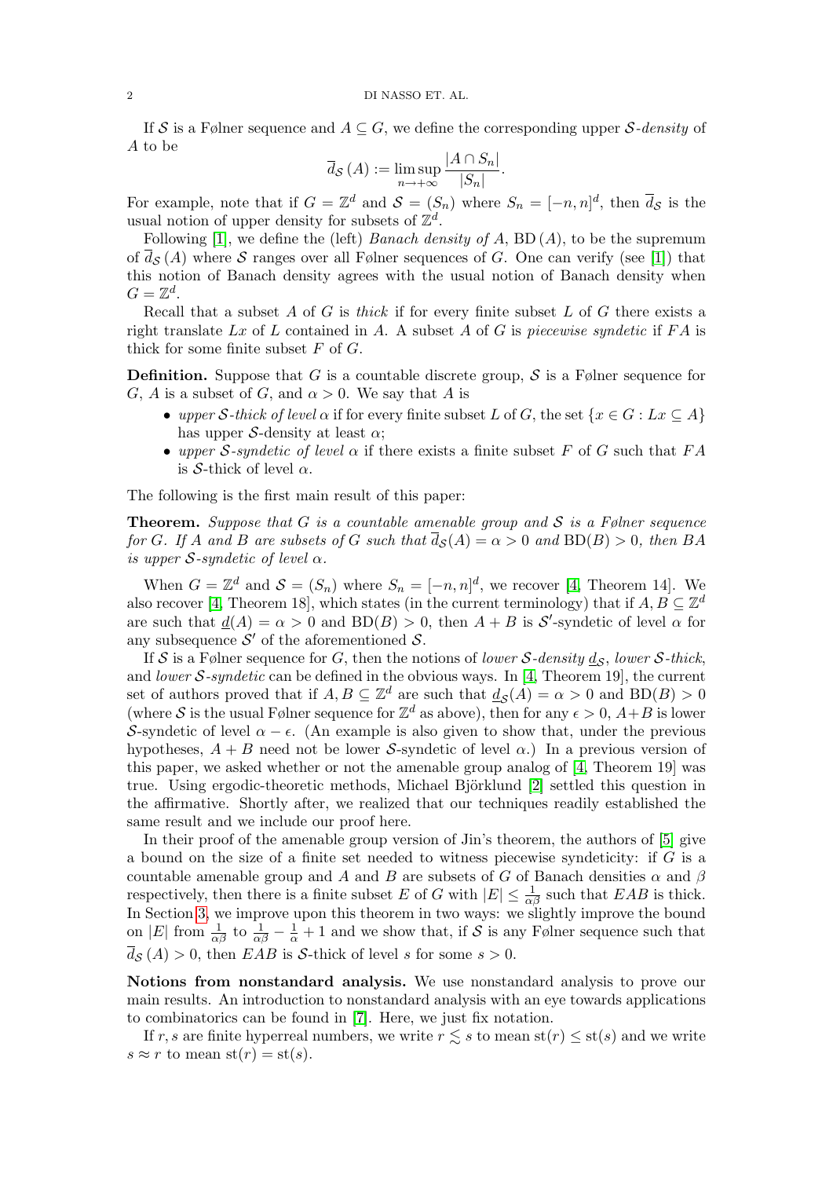If $\mathcal{S}$ is a Følner sequence and $A \subseteq G$, we define the corresponding upper $\mathcal{S}$-*density* of $A$ to be

$$\overline{d}_{\mathcal{S}}(A) := \limsup_{n \to +\infty} \frac{|A \cap S_n|}{|S_n|}.$$

For example, note that if $G = \mathbb{Z}^d$ and $\mathcal{S} = (S_n)$ where $S_n = [-n, n]^d$, then $\overline{d}_{\mathcal{S}}$ is the usual notion of upper density for subsets of $\mathbb{Z}^d$.

Following [1], we define the (left) *Banach density of* $A$, $\mathrm{BD}(A)$, to be the supremum of $\overline{d}_{\mathcal{S}}(A)$ where $\mathcal{S}$ ranges over all Følner sequences of $G$. One can verify (see [1]) that this notion of Banach density agrees with the usual notion of Banach density when $G = \mathbb{Z}^d$.

Recall that a subset $A$ of $G$ is *thick* if for every finite subset $L$ of $G$ there exists a right translate $Lx$ of $L$ contained in $A$. A subset $A$ of $G$ is *piecewise syndetic* if $FA$ is thick for some finite subset $F$ of $G$.

**Definition.** Suppose that $G$ is a countable discrete group, $\mathcal{S}$ is a Følner sequence for $G$, $A$ is a subset of $G$, and $\alpha > 0$. We say that $A$ is

- *upper* $\mathcal{S}$*-thick of level* $\alpha$ if for every finite subset $L$ of $G$, the set $\{x \in G : Lx \subseteq A\}$ has upper $\mathcal{S}$-density at least $\alpha$;
- *upper* $\mathcal{S}$*-syndetic of level* $\alpha$ if there exists a finite subset $F$ of $G$ such that $FA$ is $\mathcal{S}$-thick of level $\alpha$.

The following is the first main result of this paper:

**Theorem.** *Suppose that $G$ is a countable amenable group and $\mathcal{S}$ is a Følner sequence for $G$. If $A$ and $B$ are subsets of $G$ such that $\overline{d}_{\mathcal{S}}(A) = \alpha > 0$ and $\mathrm{BD}(B) > 0$, then $BA$ is upper $\mathcal{S}$-syndetic of level $\alpha$.*

When $G = \mathbb{Z}^d$ and $\mathcal{S} = (S_n)$ where $S_n = [-n, n]^d$, we recover [4, Theorem 14]. We also recover [4, Theorem 18], which states (in the current terminology) that if $A, B \subseteq \mathbb{Z}^d$ are such that $\underline{d}(A) = \alpha > 0$ and $\mathrm{BD}(B) > 0$, then $A + B$ is $\mathcal{S}'$-syndetic of level $\alpha$ for any subsequence $\mathcal{S}'$ of the aforementioned $\mathcal{S}$.

If $\mathcal{S}$ is a Følner sequence for $G$, then the notions of *lower* $\mathcal{S}$*-density* $\underline{d}_{\mathcal{S}}$, *lower* $\mathcal{S}$*-thick*, and *lower* $\mathcal{S}$*-syndetic* can be defined in the obvious ways. In [4, Theorem 19], the current set of authors proved that if $A, B \subseteq \mathbb{Z}^d$ are such that $\underline{d}_{\mathcal{S}}(A) = \alpha > 0$ and $\mathrm{BD}(B) > 0$ (where $\mathcal{S}$ is the usual Følner sequence for $\mathbb{Z}^d$ as above), then for any $\epsilon > 0$, $A+B$ is lower $\mathcal{S}$-syndetic of level $\alpha - \epsilon$. (An example is also given to show that, under the previous hypotheses, $A + B$ need not be lower $\mathcal{S}$-syndetic of level $\alpha$.) In a previous version of this paper, we asked whether or not the amenable group analog of [4, Theorem 19] was true. Using ergodic-theoretic methods, Michael Björklund [2] settled this question in the affirmative. Shortly after, we realized that our techniques readily established the same result and we include our proof here.

In their proof of the amenable group version of Jin's theorem, the authors of [5] give a bound on the size of a finite set needed to witness piecewise syndeticity: if $G$ is a countable amenable group and $A$ and $B$ are subsets of $G$ of Banach densities $\alpha$ and $\beta$ respectively, then there is a finite subset $E$ of $G$ with $|E| \leq \frac{1}{\alpha\beta}$ such that $EAB$ is thick. In Section 3, we improve upon this theorem in two ways: we slightly improve the bound on $|E|$ from $\frac{1}{\alpha\beta}$ to $\frac{1}{\alpha\beta} - \frac{1}{\alpha} + 1$ and we show that, if $\mathcal{S}$ is any Følner sequence such that $\overline{d}_{\mathcal{S}}(A) > 0$, then $EAB$ is $\mathcal{S}$-thick of level $s$ for some $s > 0$.

**Notions from nonstandard analysis.** We use nonstandard analysis to prove our main results. An introduction to nonstandard analysis with an eye towards applications to combinatorics can be found in [7]. Here, we just fix notation.

If $r, s$ are finite hyperreal numbers, we write $r \lesssim s$ to mean $\mathrm{st}(r) \leq \mathrm{st}(s)$ and we write $s \approx r$ to mean $\mathrm{st}(r) = \mathrm{st}(s)$.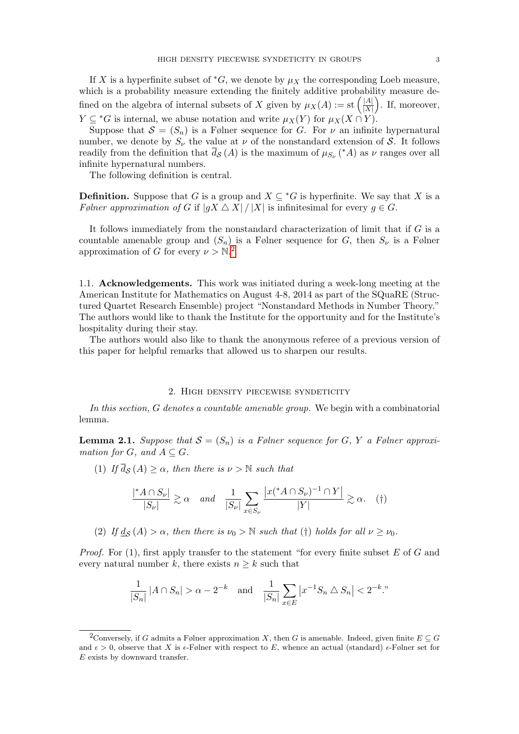If $X$ is a hyperfinite subset of ${}^*G$, we denote by $\mu_X$ the corresponding Loeb measure, which is a probability measure extending the finitely additive probability measure defined on the algebra of internal subsets of $X$ given by $\mu_X(A) := \mathrm{st}\left(\frac{|A|}{|X|}\right)$. If, moreover, $Y \subseteq {}^*G$ is internal, we abuse notation and write $\mu_X(Y)$ for $\mu_X(X \cap Y)$.

Suppose that $\mathcal{S} = (S_n)$ is a Følner sequence for $G$. For $\nu$ an infinite hypernatural number, we denote by $S_\nu$ the value at $\nu$ of the nonstandard extension of $\mathcal{S}$. It follows readily from the definition that $\overline{d}_{\mathcal{S}}(A)$ is the maximum of $\mu_{S_\nu}({}^*A)$ as $\nu$ ranges over all infinite hypernatural numbers.

The following definition is central.

**Definition.** Suppose that $G$ is a group and $X \subseteq {}^*G$ is hyperfinite. We say that $X$ is a *Følner approximation of* $G$ if $|gX \triangle X| / |X|$ is infinitesimal for every $g \in G$.

It follows immediately from the nonstandard characterization of limit that if $G$ is a countable amenable group and $(S_n)$ is a Følner sequence for $G$, then $S_\nu$ is a Følner approximation of $G$ for every $\nu > \mathbb{N}$.[2]

### 1.1. Acknowledgements.

This work was initiated during a week-long meeting at the American Institute for Mathematics on August 4-8, 2014 as part of the SQuaRE (Structured Quartet Research Ensemble) project "Nonstandard Methods in Number Theory." The authors would like to thank the Institute for the opportunity and for the Institute's hospitality during their stay.

The authors would also like to thank the anonymous referee of a previous version of this paper for helpful remarks that allowed us to sharpen our results.

## 2. High density piecewise syndeticity

*In this section, $G$ denotes a countable amenable group.* We begin with a combinatorial lemma.

**Lemma 2.1.** *Suppose that $\mathcal{S} = (S_n)$ is a Følner sequence for $G$, $Y$ a Følner approximation for $G$, and $A \subseteq G$.*

(1) *If $\overline{d}_{\mathcal{S}}(A) \geq \alpha$, then there is $\nu > \mathbb{N}$ such that*

$$\frac{|{}^*A \cap S_\nu|}{|S_\nu|} \gtrsim \alpha \quad \text{and} \quad \frac{1}{|S_\nu|} \sum_{x \in S_\nu} \frac{\left|x({}^*A \cap S_\nu)^{-1} \cap Y\right|}{|Y|} \gtrsim \alpha. \quad (\dagger)$$

(2) *If $\underline{d}_{\mathcal{S}}(A) > \alpha$, then there is $\nu_0 > \mathbb{N}$ such that $(\dagger)$ holds for all $\nu \geq \nu_0$.*

*Proof.* For (1), first apply transfer to the statement "for every finite subset $E$ of $G$ and every natural number $k$, there exists $n \geq k$ such that

$$\frac{1}{|S_n|} |A \cap S_n| > \alpha - 2^{-k} \quad \text{and} \quad \frac{1}{|S_n|} \sum_{x \in E} \left|x^{-1} S_n \triangle S_n\right| < 2^{-k}."$$

[2] Conversely, if $G$ admits a Følner approximation $X$, then $G$ is amenable. Indeed, given finite $E \subseteq G$ and $\epsilon > 0$, observe that $X$ is $\epsilon$-Følner with respect to $E$, whence an actual (standard) $\epsilon$-Følner set for $E$ exists by downward transfer.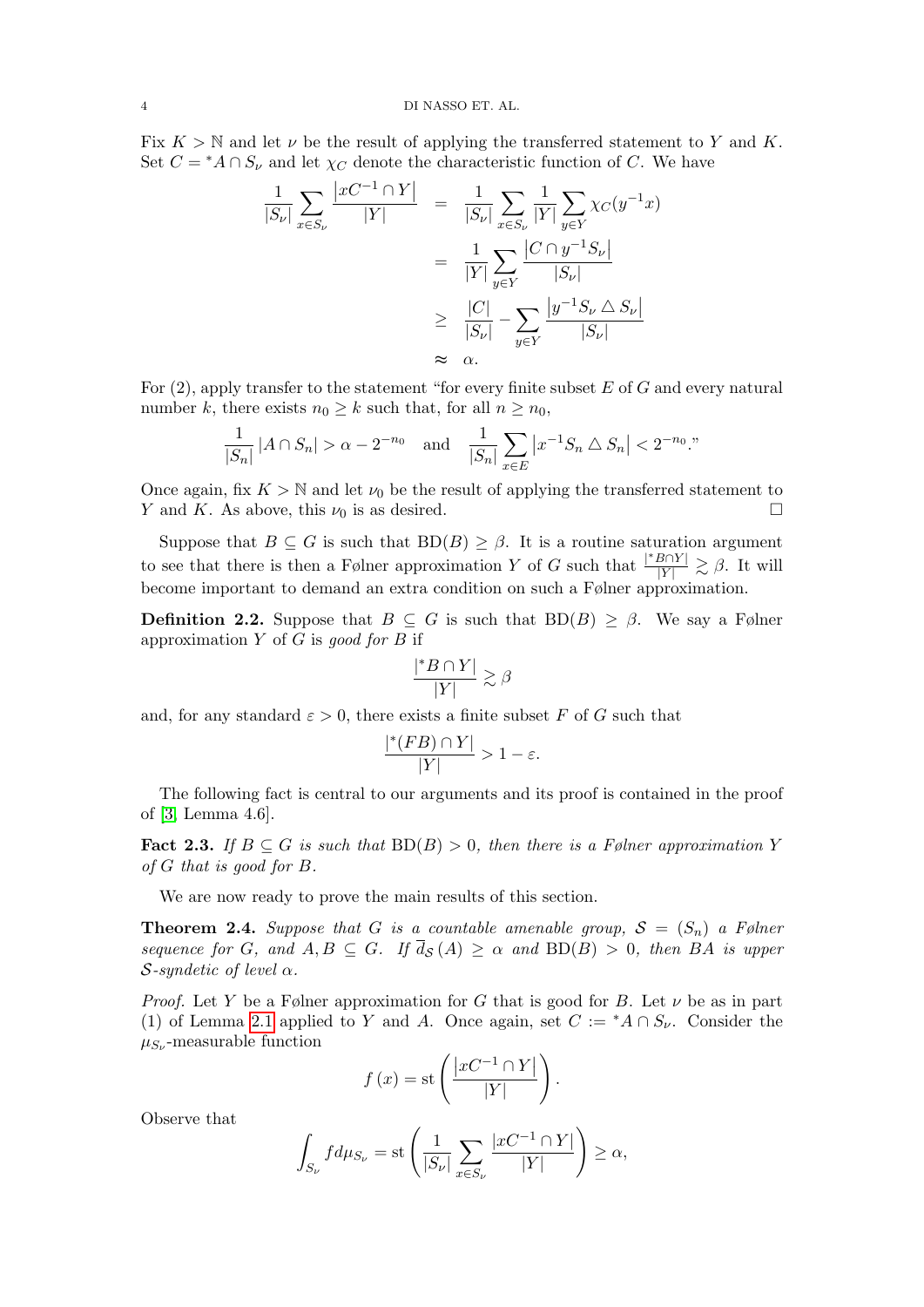Fix $K > \mathbb{N}$ and let $\nu$ be the result of applying the transferred statement to $Y$ and $K$. Set $C = {}^*A \cap S_\nu$ and let $\chi_C$ denote the characteristic function of $C$. We have

$$\begin{aligned}
\frac{1}{|S_\nu|} \sum_{x \in S_\nu} \frac{\left|xC^{-1} \cap Y\right|}{|Y|} &= \frac{1}{|S_\nu|} \sum_{x \in S_\nu} \frac{1}{|Y|} \sum_{y \in Y} \chi_C(y^{-1}x) \\
&= \frac{1}{|Y|} \sum_{y \in Y} \frac{\left|C \cap y^{-1} S_\nu\right|}{|S_\nu|} \\
&\geq \frac{|C|}{|S_\nu|} - \sum_{y \in Y} \frac{\left|y^{-1} S_\nu \bigtriangleup S_\nu\right|}{|S_\nu|} \\
&\approx \alpha.
\end{aligned}$$

For (2), apply transfer to the statement "for every finite subset $E$ of $G$ and every natural number $k$, there exists $n_0 \geq k$ such that, for all $n \geq n_0$,

$$\frac{1}{|S_n|} |A \cap S_n| > \alpha - 2^{-n_0} \quad \text{and} \quad \frac{1}{|S_n|} \sum_{x \in E} \left|x^{-1} S_n \bigtriangleup S_n\right| < 2^{-n_0}."$$

Once again, fix $K > \mathbb{N}$ and let $\nu_0$ be the result of applying the transferred statement to $Y$ and $K$. As above, this $\nu_0$ is as desired. $\square$

Suppose that $B \subseteq G$ is such that $\mathrm{BD}(B) \geq \beta$. It is a routine saturation argument to see that there is then a Følner approximation $Y$ of $G$ such that $\frac{|{}^*B \cap Y|}{|Y|} \gtrsim \beta$. It will become important to demand an extra condition on such a Følner approximation.

**Definition 2.2.** Suppose that $B \subseteq G$ is such that $\mathrm{BD}(B) \geq \beta$. We say a Følner approximation $Y$ of $G$ is *good for $B$* if

$$\frac{|{}^*B \cap Y|}{|Y|} \gtrsim \beta$$

and, for any standard $\varepsilon > 0$, there exists a finite subset $F$ of $G$ such that

$$\frac{|{}^*(FB) \cap Y|}{|Y|} > 1 - \varepsilon.$$

The following fact is central to our arguments and its proof is contained in the proof of [3, Lemma 4.6].

**Fact 2.3.** *If $B \subseteq G$ is such that $\mathrm{BD}(B) > 0$, then there is a Følner approximation $Y$ of $G$ that is good for $B$.*

We are now ready to prove the main results of this section.

**Theorem 2.4.** *Suppose that $G$ is a countable amenable group, $\mathcal{S} = (S_n)$ a Følner sequence for $G$, and $A, B \subseteq G$. If $\overline{d}_{\mathcal{S}}(A) \geq \alpha$ and $\mathrm{BD}(B) > 0$, then $BA$ is upper $\mathcal{S}$-syndetic of level $\alpha$.*

*Proof.* Let $Y$ be a Følner approximation for $G$ that is good for $B$. Let $\nu$ be as in part (1) of Lemma 2.1 applied to $Y$ and $A$. Once again, set $C := {}^*A \cap S_\nu$. Consider the $\mu_{S_\nu}$-measurable function

$$f(x) = \mathrm{st}\left(\frac{\left|xC^{-1} \cap Y\right|}{|Y|}\right).$$

Observe that

$$\int_{S_\nu} f \, d\mu_{S_\nu} = \mathrm{st}\left(\frac{1}{|S_\nu|} \sum_{x \in S_\nu} \frac{|xC^{-1} \cap Y|}{|Y|}\right) \geq \alpha,$$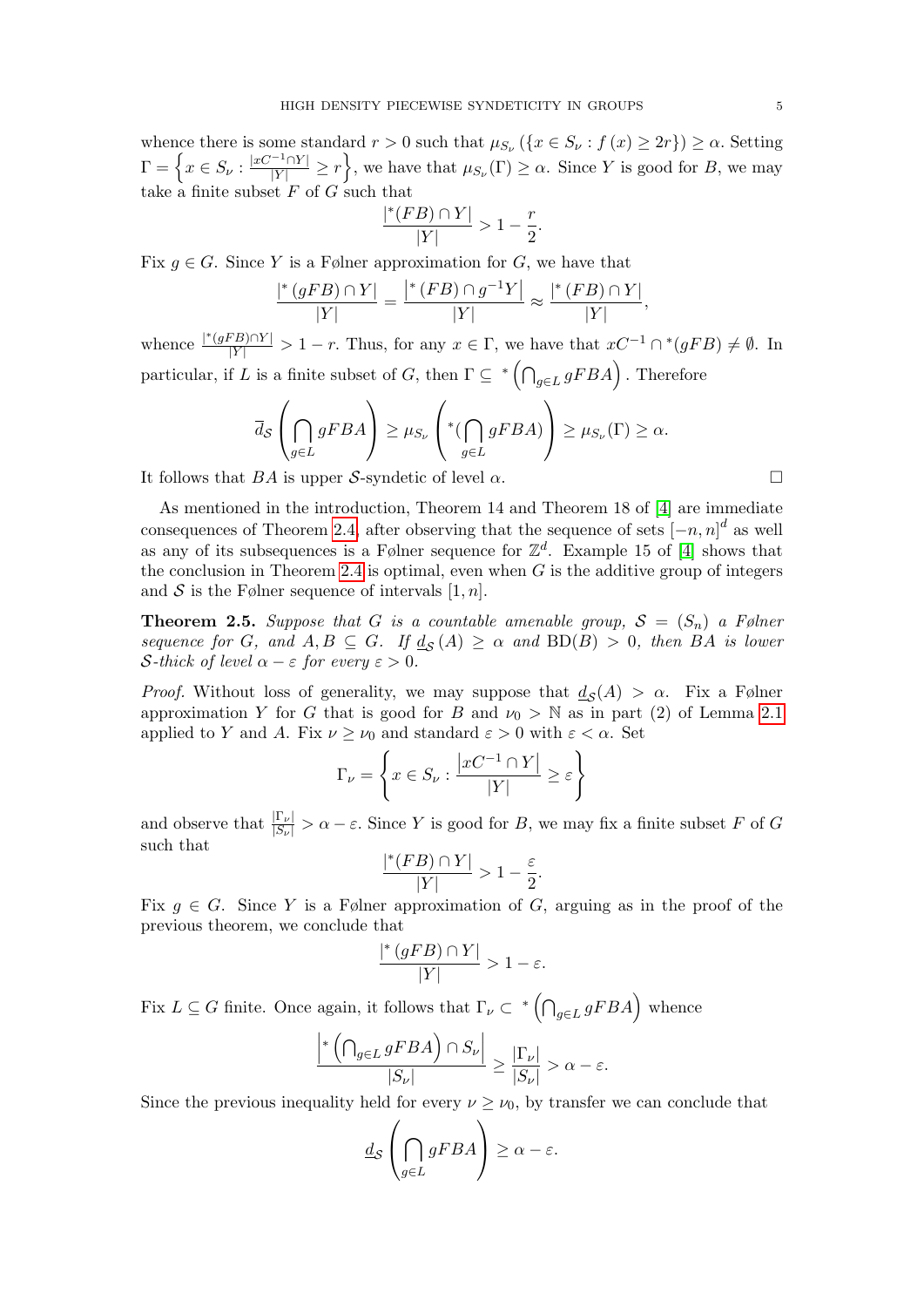whence there is some standard $r > 0$ such that $\mu_{S_\nu}(\{x \in S_\nu : f(x) \geq 2r\}) \geq \alpha$. Setting $\Gamma = \left\{x \in S_\nu : \frac{|xC^{-1} \cap Y|}{|Y|} \geq r\right\}$, we have that $\mu_{S_\nu}(\Gamma) \geq \alpha$. Since $Y$ is good for $B$, we may take a finite subset $F$ of $G$ such that

$$\frac{|^*(FB) \cap Y|}{|Y|} > 1 - \frac{r}{2}.$$

Fix $g \in G$. Since $Y$ is a Følner approximation for $G$, we have that

$$\frac{|^*(gFB) \cap Y|}{|Y|} = \frac{|^*(FB) \cap g^{-1}Y|}{|Y|} \approx \frac{|^*(FB) \cap Y|}{|Y|},$$

whence $\frac{|^*(gFB) \cap Y|}{|Y|} > 1 - r$. Thus, for any $x \in \Gamma$, we have that $xC^{-1} \cap {}^*(gFB) \neq \emptyset$. In particular, if $L$ is a finite subset of $G$, then $\Gamma \subseteq {}^*\left(\bigcap_{g \in L} gFBA\right)$. Therefore

$$\overline{d}_{\mathcal{S}}\left(\bigcap_{g \in L} gFBA\right) \geq \mu_{S_\nu}\left({}^*(\bigcap_{g \in L} gFBA)\right) \geq \mu_{S_\nu}(\Gamma) \geq \alpha.$$

It follows that $BA$ is upper $\mathcal{S}$-syndetic of level $\alpha$. □

As mentioned in the introduction, Theorem 14 and Theorem 18 of [4] are immediate consequences of Theorem 2.4, after observing that the sequence of sets $[-n, n]^d$ as well as any of its subsequences is a Følner sequence for $\mathbb{Z}^d$. Example 15 of [4] shows that the conclusion in Theorem 2.4 is optimal, even when $G$ is the additive group of integers and $\mathcal{S}$ is the Følner sequence of intervals $[1, n]$.

**Theorem 2.5.** *Suppose that $G$ is a countable amenable group, $\mathcal{S} = (S_n)$ a Følner sequence for $G$, and $A, B \subseteq G$. If $\underline{d}_{\mathcal{S}}(A) \geq \alpha$ and $\mathrm{BD}(B) > 0$, then $BA$ is lower $\mathcal{S}$-thick of level $\alpha - \varepsilon$ for every $\varepsilon > 0$.*

*Proof.* Without loss of generality, we may suppose that $\underline{d}_{\mathcal{S}}(A) > \alpha$. Fix a Følner approximation $Y$ for $G$ that is good for $B$ and $\nu_0 > \mathbb{N}$ as in part (2) of Lemma 2.1 applied to $Y$ and $A$. Fix $\nu \geq \nu_0$ and standard $\varepsilon > 0$ with $\varepsilon < \alpha$. Set

$$\Gamma_\nu = \left\{x \in S_\nu : \frac{|xC^{-1} \cap Y|}{|Y|} \geq \varepsilon\right\}$$

and observe that $\frac{|\Gamma_\nu|}{|S_\nu|} > \alpha - \varepsilon$. Since $Y$ is good for $B$, we may fix a finite subset $F$ of $G$ such that

$$\frac{|^*(FB) \cap Y|}{|Y|} > 1 - \frac{\varepsilon}{2}.$$

Fix $g \in G$. Since $Y$ is a Følner approximation of $G$, arguing as in the proof of the previous theorem, we conclude that

$$\frac{|^*(gFB) \cap Y|}{|Y|} > 1 - \varepsilon.$$

Fix $L \subseteq G$ finite. Once again, it follows that $\Gamma_\nu \subset {}^*\left(\bigcap_{g \in L} gFBA\right)$ whence

$$\frac{\left|{}^*\left(\bigcap_{g \in L} gFBA\right) \cap S_\nu\right|}{|S_\nu|} \geq \frac{|\Gamma_\nu|}{|S_\nu|} > \alpha - \varepsilon.$$

Since the previous inequality held for every $\nu \geq \nu_0$, by transfer we can conclude that

$$\underline{d}_{\mathcal{S}}\left(\bigcap_{g \in L} gFBA\right) \geq \alpha - \varepsilon.$$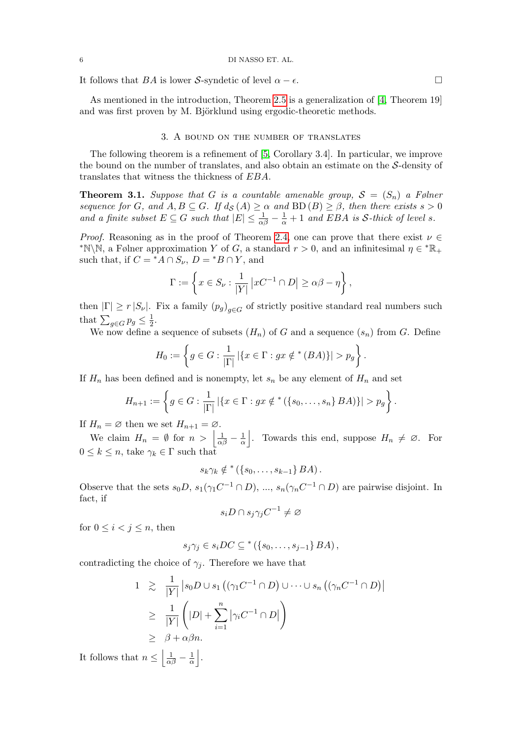It follows that $BA$ is lower $\mathcal{S}$-syndetic of level $\alpha - \epsilon$. $\square$

As mentioned in the introduction, Theorem 2.5 is a generalization of [4, Theorem 19] and was first proven by M. Björklund using ergodic-theoretic methods.

## 3. A bound on the number of translates

The following theorem is a refinement of [5, Corollary 3.4]. In particular, we improve the bound on the number of translates, and also obtain an estimate on the $\mathcal{S}$-density of translates that witness the thickness of $EBA$.

**Theorem 3.1.** *Suppose that $G$ is a countable amenable group, $\mathcal{S} = (S_n)$ a Følner sequence for $G$, and $A, B \subseteq G$. If $d_{\mathcal{S}}(A) \geq \alpha$ and $\mathrm{BD}(B) \geq \beta$, then there exists $s > 0$ and a finite subset $E \subseteq G$ such that $|E| \leq \frac{1}{\alpha\beta} - \frac{1}{\alpha} + 1$ and $EBA$ is $\mathcal{S}$-thick of level $s$.*

*Proof.* Reasoning as in the proof of Theorem 2.4, one can prove that there exist $\nu \in {}^*\mathbb{N}\backslash\mathbb{N}$, a Følner approximation $Y$ of $G$, a standard $r > 0$, and an infinitesimal $\eta \in {}^*\mathbb{R}_+$ such that, if $C = {}^*A \cap S_\nu$, $D = {}^*B \cap Y$, and

$$\Gamma := \left\{ x \in S_\nu : \frac{1}{|Y|} \left| xC^{-1} \cap D \right| \geq \alpha\beta - \eta \right\},$$

then $|\Gamma| \geq r\,|S_\nu|$. Fix a family $(p_g)_{g \in G}$ of strictly positive standard real numbers such that $\sum_{g \in G} p_g \leq \frac{1}{2}$.

We now define a sequence of subsets $(H_n)$ of $G$ and a sequence $(s_n)$ from $G$. Define

$$H_0 := \left\{ g \in G : \frac{1}{|\Gamma|} \left| \{ x \in \Gamma : gx \notin {}^*(BA) \} \right| > p_g \right\}.$$

If $H_n$ has been defined and is nonempty, let $s_n$ be any element of $H_n$ and set

$$H_{n+1} := \left\{ g \in G : \frac{1}{|\Gamma|} \left| \{ x \in \Gamma : gx \notin {}^*(\{s_0, \ldots, s_n\} BA) \} \right| > p_g \right\}.$$

If $H_n = \varnothing$ then we set $H_{n+1} = \varnothing$.

We claim $H_n = \emptyset$ for $n > \left\lfloor \frac{1}{\alpha\beta} - \frac{1}{\alpha} \right\rfloor$. Towards this end, suppose $H_n \neq \varnothing$. For $0 \leq k \leq n$, take $\gamma_k \in \Gamma$ such that

$$s_k \gamma_k \notin {}^*(\{s_0, \ldots, s_{k-1}\} BA).$$

Observe that the sets $s_0 D$, $s_1(\gamma_1 C^{-1} \cap D)$, ..., $s_n(\gamma_n C^{-1} \cap D)$ are pairwise disjoint. In fact, if

$$s_i D \cap s_j \gamma_j C^{-1} \neq \varnothing$$

for $0 \leq i < j \leq n$, then

$$s_j \gamma_j \in s_i DC \subseteq {}^*(\{s_0, \ldots, s_{j-1}\} BA),$$

contradicting the choice of $\gamma_j$. Therefore we have that

$$\begin{aligned}
1 \quad &\gtrsim \quad \frac{1}{|Y|} \left| s_0 D \cup s_1 \left( (\gamma_1 C^{-1} \cap D \right) \cup \cdots \cup s_n \left( (\gamma_n C^{-1} \cap D \right) \right| \\
&\geq \quad \frac{1}{|Y|} \left( |D| + \sum_{i=1}^{n} \left| \gamma_i C^{-1} \cap D \right| \right) \\
&\geq \quad \beta + \alpha\beta n.
\end{aligned}$$

It follows that $n \leq \left\lfloor \frac{1}{\alpha\beta} - \frac{1}{\alpha} \right\rfloor$.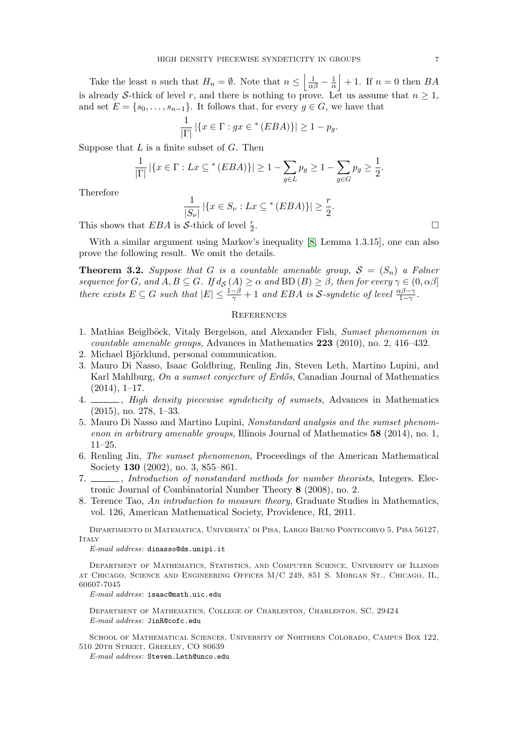Take the least $n$ such that $H_n = \emptyset$. Note that $n \leq \left\lfloor \frac{1}{\alpha\beta} - \frac{1}{\alpha} \right\rfloor + 1$. If $n = 0$ then $BA$ is already $\mathcal{S}$-thick of level $r$, and there is nothing to prove. Let us assume that $n \geq 1$, and set $E = \{s_0, \ldots, s_{n-1}\}$. It follows that, for every $g \in G$, we have that

$$\frac{1}{|\Gamma|} \left| \{x \in \Gamma : gx \in {}^*(EBA)\} \right| \geq 1 - p_g.$$

Suppose that $L$ is a finite subset of $G$. Then

$$\frac{1}{|\Gamma|} \left| \{x \in \Gamma : Lx \subseteq {}^*(EBA)\} \right| \geq 1 - \sum_{g \in L} p_g \geq 1 - \sum_{g \in G} p_g \geq \frac{1}{2}.$$

Therefore

$$\frac{1}{|S_\nu|} \left| \{x \in S_\nu : Lx \subseteq {}^*(EBA)\} \right| \geq \frac{r}{2}.$$

This shows that $EBA$ is $\mathcal{S}$-thick of level $\frac{r}{2}$. □

With a similar argument using Markov's inequality [8, Lemma 1.3.15], one can also prove the following result. We omit the details.

**Theorem 3.2.** *Suppose that $G$ is a countable amenable group, $\mathcal{S} = (S_n)$ a Følner sequence for $G$, and $A, B \subseteq G$. If $d_{\mathcal{S}}(A) \geq \alpha$ and $\mathrm{BD}(B) \geq \beta$, then for every $\gamma \in (0, \alpha\beta]$ there exists $E \subseteq G$ such that $|E| \leq \frac{1-\beta}{\gamma} + 1$ and $EBA$ is $\mathcal{S}$-syndetic of level $\frac{\alpha\beta - \gamma}{1-\gamma}$.*

## References

1. Mathias Beiglböck, Vitaly Bergelson, and Alexander Fish, *Sumset phenomenon in countable amenable groups*, Advances in Mathematics **223** (2010), no. 2, 416–432.
2. Michael Björklund, personal communication.
3. Mauro Di Nasso, Isaac Goldbring, Renling Jin, Steven Leth, Martino Lupini, and Karl Mahlburg, *On a sumset conjecture of Erdős*, Canadian Journal of Mathematics (2014), 1–17.
4. ______, *High density piecewise syndeticity of sumsets*, Advances in Mathematics (2015), no. 278, 1–33.
5. Mauro Di Nasso and Martino Lupini, *Nonstandard analysis and the sumset phenomenon in arbitrary amenable groups*, Illinois Journal of Mathematics **58** (2014), no. 1, 11–25.
6. Renling Jin, *The sumset phenomenon*, Proceedings of the American Mathematical Society **130** (2002), no. 3, 855–861.
7. ______, *Introduction of nonstandard methods for number theorists*, Integers. Electronic Journal of Combinatorial Number Theory **8** (2008), no. 2.
8. Terence Tao, *An introduction to measure theory*, Graduate Studies in Mathematics, vol. 126, American Mathematical Society, Providence, RI, 2011.

Dipartimento di Matematica, Universita' di Pisa, Largo Bruno Pontecorvo 5, Pisa 56127, Italy

*E-mail address*: dinasso@dm.unipi.it

Department of Mathematics, Statistics, and Computer Science, University of Illinois at Chicago, Science and Engineering Offices M/C 249, 851 S. Morgan St., Chicago, IL, 60607-7045

*E-mail address*: isaac@math.uic.edu

Department of Mathematics, College of Charleston, Charleston, SC, 29424

*E-mail address*: JinR@cofc.edu

School of Mathematical Sciences, University of Northern Colorado, Campus Box 122, 510 20th Street, Greeley, CO 80639

*E-mail address*: Steven.Leth@unco.edu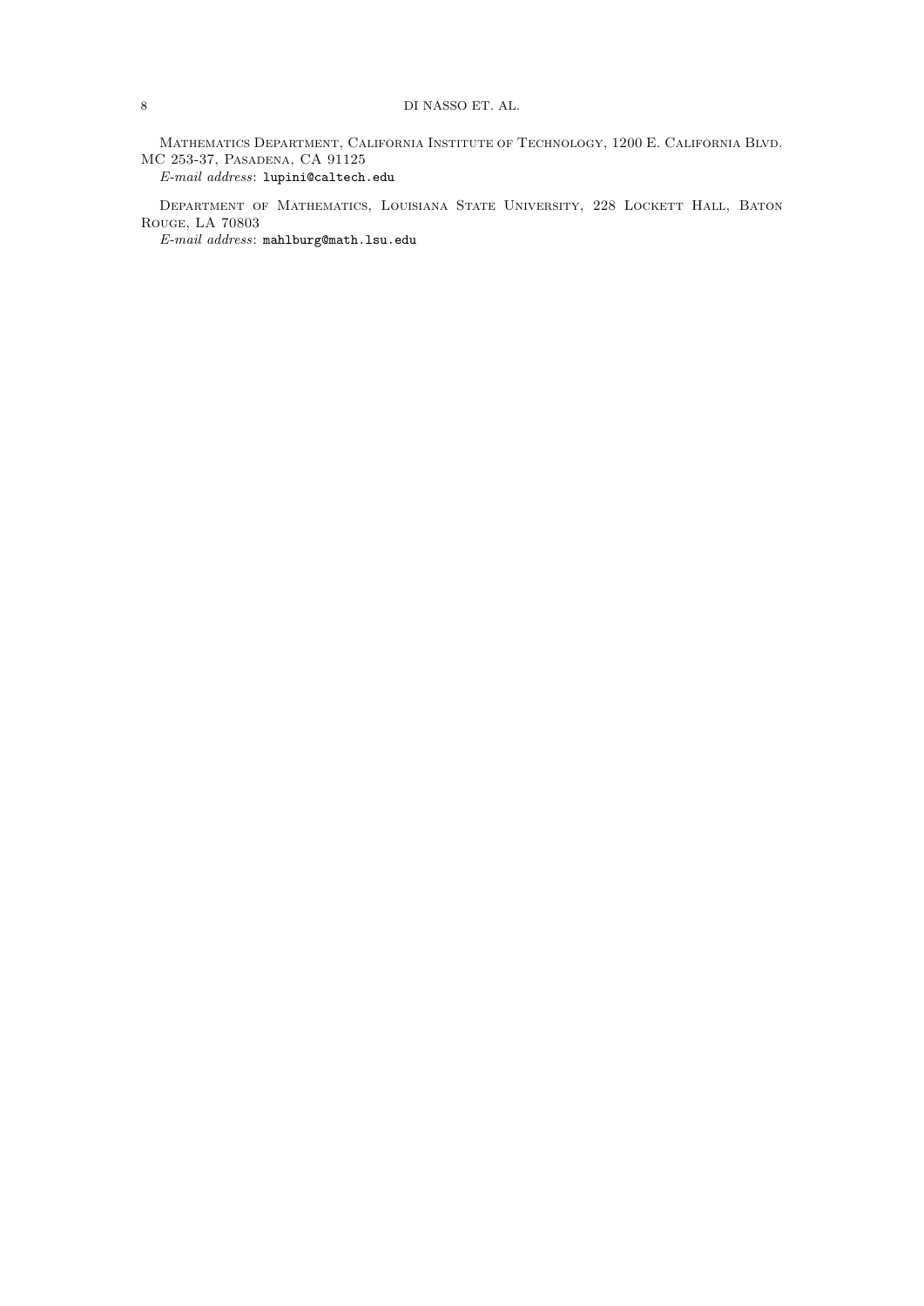Mathematics Department, California Institute of Technology, 1200 E. California Blvd. MC 253-37, Pasadena, CA 91125

*E-mail address*: lupini@caltech.edu

Department of Mathematics, Louisiana State University, 228 Lockett Hall, Baton Rouge, LA 70803

*E-mail address*: mahlburg@math.lsu.edu